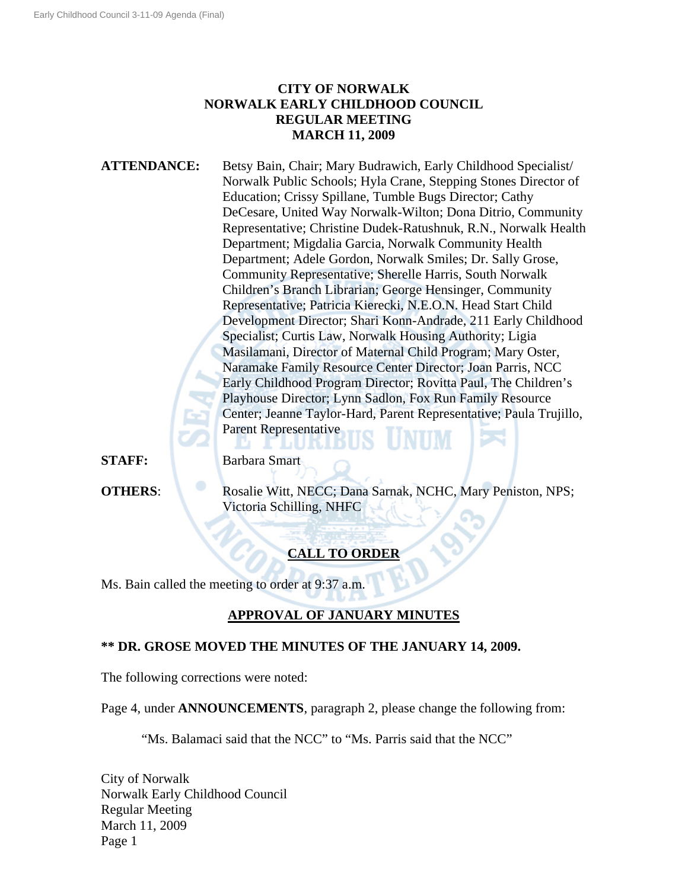# CITY OF NORWALK
# NORWALK EARLY CHILDHOOD COUNCIL
# REGULAR MEETING
# MARCH 11, 2009

**ATTENDANCE:** Betsy Bain, Chair; Mary Budrawich, Early Childhood Specialist/ Norwalk Public Schools; Hyla Crane, Stepping Stones Director of Education; Crissy Spillane, Tumble Bugs Director; Cathy DeCesare, United Way Norwalk-Wilton; Dona Ditrio, Community Representative; Christine Dudek-Ratushnuk, R.N., Norwalk Health Department; Migdalia Garcia, Norwalk Community Health Department; Adele Gordon, Norwalk Smiles; Dr. Sally Grose, Community Representative; Sherelle Harris, South Norwalk Children's Branch Librarian; George Hensinger, Community Representative; Patricia Kierecki, N.E.O.N. Head Start Child Development Director; Shari Konn-Andrade, 211 Early Childhood Specialist; Curtis Law, Norwalk Housing Authority; Ligia Masilamani, Director of Maternal Child Program; Mary Oster, Naramake Family Resource Center Director; Joan Parris, NCC Early Childhood Program Director; Rovitta Paul, The Children's Playhouse Director; Lynn Sadlon, Fox Run Family Resource Center; Jeanne Taylor-Hard, Parent Representative; Paula Trujillo, Parent Representative

**STAFF:** Barbara Smart

**OTHERS**: Rosalie Witt, NECC; Dana Sarnak, NCHC, Mary Peniston, NPS; Victoria Schilling, NHFC

## CALL TO ORDER

Ms. Bain called the meeting to order at 9:37 a.m.

## APPROVAL OF JANUARY MINUTES

**\*\* DR. GROSE MOVED THE MINUTES OF THE JANUARY 14, 2009.**

The following corrections were noted:

Page 4, under **ANNOUNCEMENTS**, paragraph 2, please change the following from:

> "Ms. Balamaci said that the NCC" to "Ms. Parris said that the NCC"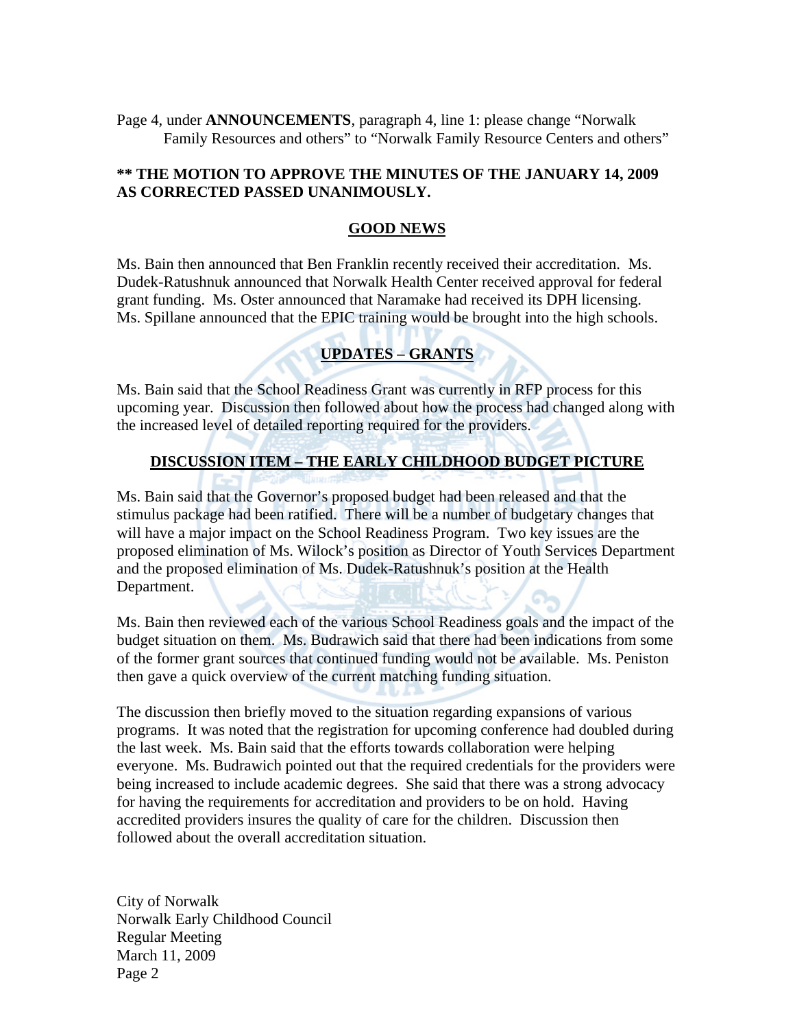Page 4, under **ANNOUNCEMENTS**, paragraph 4, line 1: please change "Norwalk Family Resources and others" to "Norwalk Family Resource Centers and others"

**\*\* THE MOTION TO APPROVE THE MINUTES OF THE JANUARY 14, 2009 AS CORRECTED PASSED UNANIMOUSLY.**

## GOOD NEWS

Ms. Bain then announced that Ben Franklin recently received their accreditation. Ms. Dudek-Ratushnuk announced that Norwalk Health Center received approval for federal grant funding. Ms. Oster announced that Naramake had received its DPH licensing. Ms. Spillane announced that the EPIC training would be brought into the high schools.

## UPDATES – GRANTS

Ms. Bain said that the School Readiness Grant was currently in RFP process for this upcoming year. Discussion then followed about how the process had changed along with the increased level of detailed reporting required for the providers.

## DISCUSSION ITEM – THE EARLY CHILDHOOD BUDGET PICTURE

Ms. Bain said that the Governor's proposed budget had been released and that the stimulus package had been ratified. There will be a number of budgetary changes that will have a major impact on the School Readiness Program. Two key issues are the proposed elimination of Ms. Wilock's position as Director of Youth Services Department and the proposed elimination of Ms. Dudek-Ratushnuk's position at the Health Department.

Ms. Bain then reviewed each of the various School Readiness goals and the impact of the budget situation on them. Ms. Budrawich said that there had been indications from some of the former grant sources that continued funding would not be available. Ms. Peniston then gave a quick overview of the current matching funding situation.

The discussion then briefly moved to the situation regarding expansions of various programs. It was noted that the registration for upcoming conference had doubled during the last week. Ms. Bain said that the efforts towards collaboration were helping everyone. Ms. Budrawich pointed out that the required credentials for the providers were being increased to include academic degrees. She said that there was a strong advocacy for having the requirements for accreditation and providers to be on hold. Having accredited providers insures the quality of care for the children. Discussion then followed about the overall accreditation situation.

City of Norwalk
Norwalk Early Childhood Council
Regular Meeting
March 11, 2009
Page 2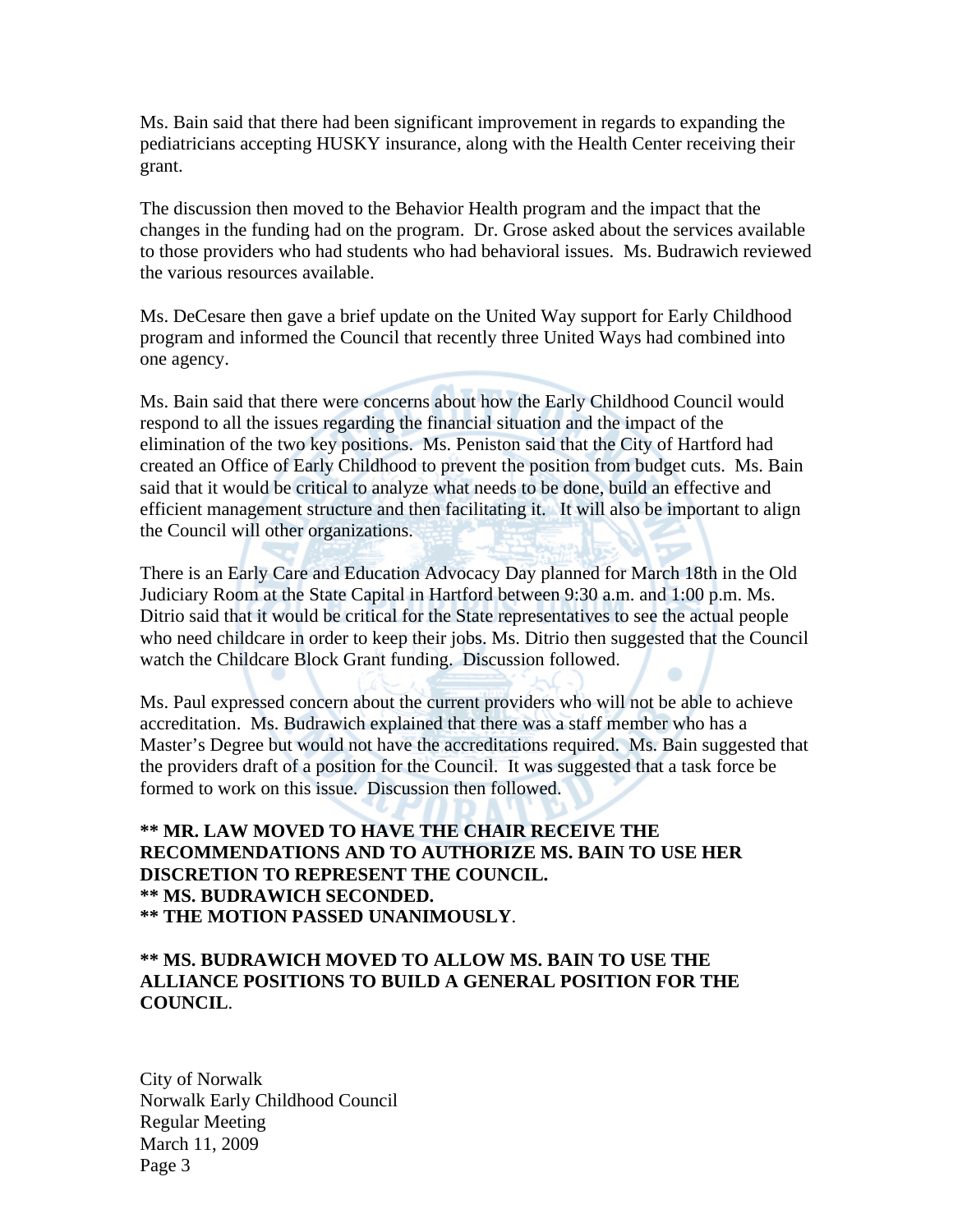Ms. Bain said that there had been significant improvement in regards to expanding the pediatricians accepting HUSKY insurance, along with the Health Center receiving their grant.

The discussion then moved to the Behavior Health program and the impact that the changes in the funding had on the program. Dr. Grose asked about the services available to those providers who had students who had behavioral issues. Ms. Budrawich reviewed the various resources available.

Ms. DeCesare then gave a brief update on the United Way support for Early Childhood program and informed the Council that recently three United Ways had combined into one agency.

Ms. Bain said that there were concerns about how the Early Childhood Council would respond to all the issues regarding the financial situation and the impact of the elimination of the two key positions. Ms. Peniston said that the City of Hartford had created an Office of Early Childhood to prevent the position from budget cuts. Ms. Bain said that it would be critical to analyze what needs to be done, build an effective and efficient management structure and then facilitating it. It will also be important to align the Council will other organizations.

There is an Early Care and Education Advocacy Day planned for March 18th in the Old Judiciary Room at the State Capital in Hartford between 9:30 a.m. and 1:00 p.m. Ms. Ditrio said that it would be critical for the State representatives to see the actual people who need childcare in order to keep their jobs. Ms. Ditrio then suggested that the Council watch the Childcare Block Grant funding. Discussion followed.

Ms. Paul expressed concern about the current providers who will not be able to achieve accreditation. Ms. Budrawich explained that there was a staff member who has a Master's Degree but would not have the accreditations required. Ms. Bain suggested that the providers draft of a position for the Council. It was suggested that a task force be formed to work on this issue. Discussion then followed.

**\*\* MR. LAW MOVED TO HAVE THE CHAIR RECEIVE THE RECOMMENDATIONS AND TO AUTHORIZE MS. BAIN TO USE HER DISCRETION TO REPRESENT THE COUNCIL.**
**\*\* MS. BUDRAWICH SECONDED.**
**\*\* THE MOTION PASSED UNANIMOUSLY**.

**\*\* MS. BUDRAWICH MOVED TO ALLOW MS. BAIN TO USE THE ALLIANCE POSITIONS TO BUILD A GENERAL POSITION FOR THE COUNCIL**.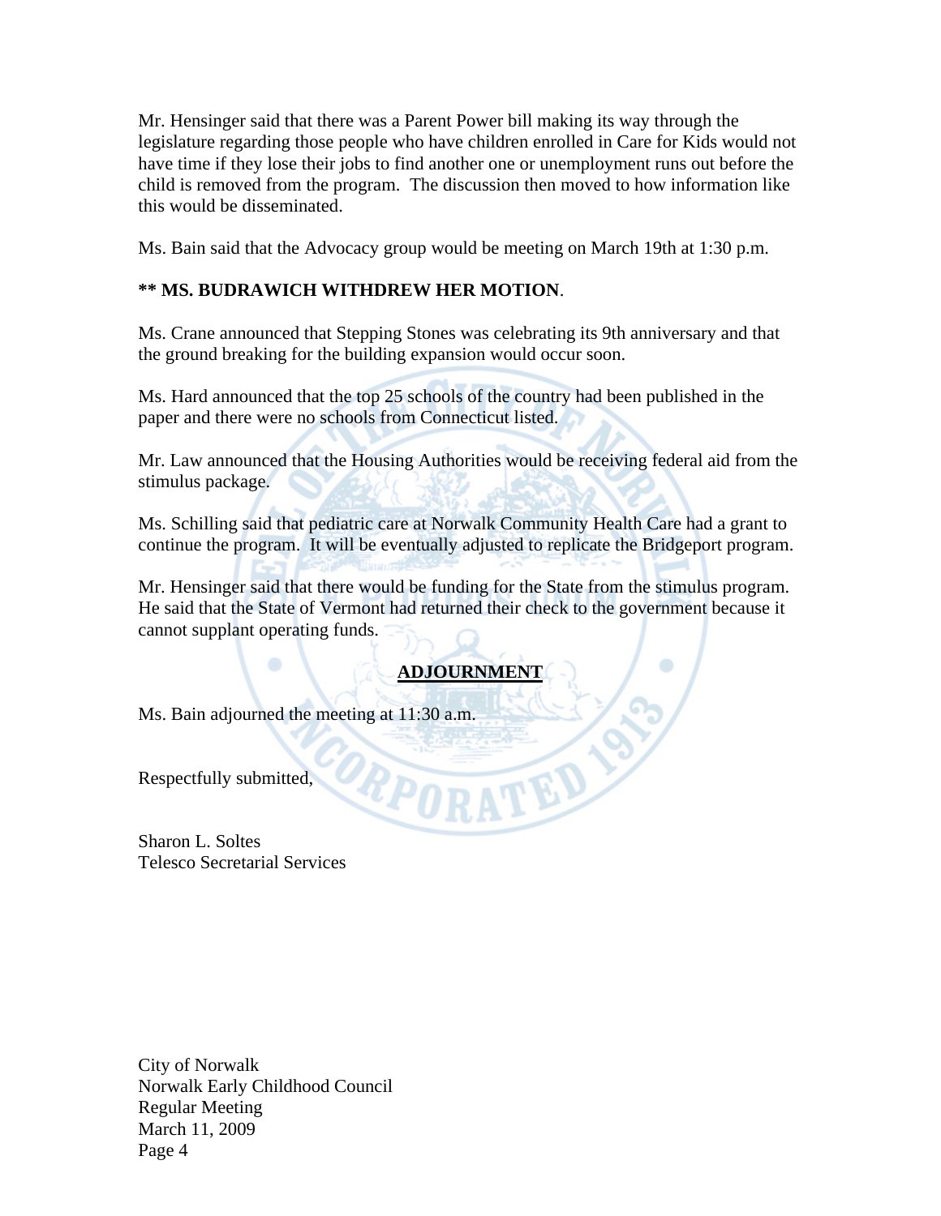Mr. Hensinger said that there was a Parent Power bill making its way through the legislature regarding those people who have children enrolled in Care for Kids would not have time if they lose their jobs to find another one or unemployment runs out before the child is removed from the program. The discussion then moved to how information like this would be disseminated.

Ms. Bain said that the Advocacy group would be meeting on March 19th at 1:30 p.m.

**** MS. BUDRAWICH WITHDREW HER MOTION**.

Ms. Crane announced that Stepping Stones was celebrating its 9th anniversary and that the ground breaking for the building expansion would occur soon.

Ms. Hard announced that the top 25 schools of the country had been published in the paper and there were no schools from Connecticut listed.

Mr. Law announced that the Housing Authorities would be receiving federal aid from the stimulus package.

Ms. Schilling said that pediatric care at Norwalk Community Health Care had a grant to continue the program. It will be eventually adjusted to replicate the Bridgeport program.

Mr. Hensinger said that there would be funding for the State from the stimulus program. He said that the State of Vermont had returned their check to the government because it cannot supplant operating funds.

## ADJOURNMENT

Ms. Bain adjourned the meeting at 11:30 a.m.

Respectfully submitted,

Sharon L. Soltes
Telesco Secretarial Services